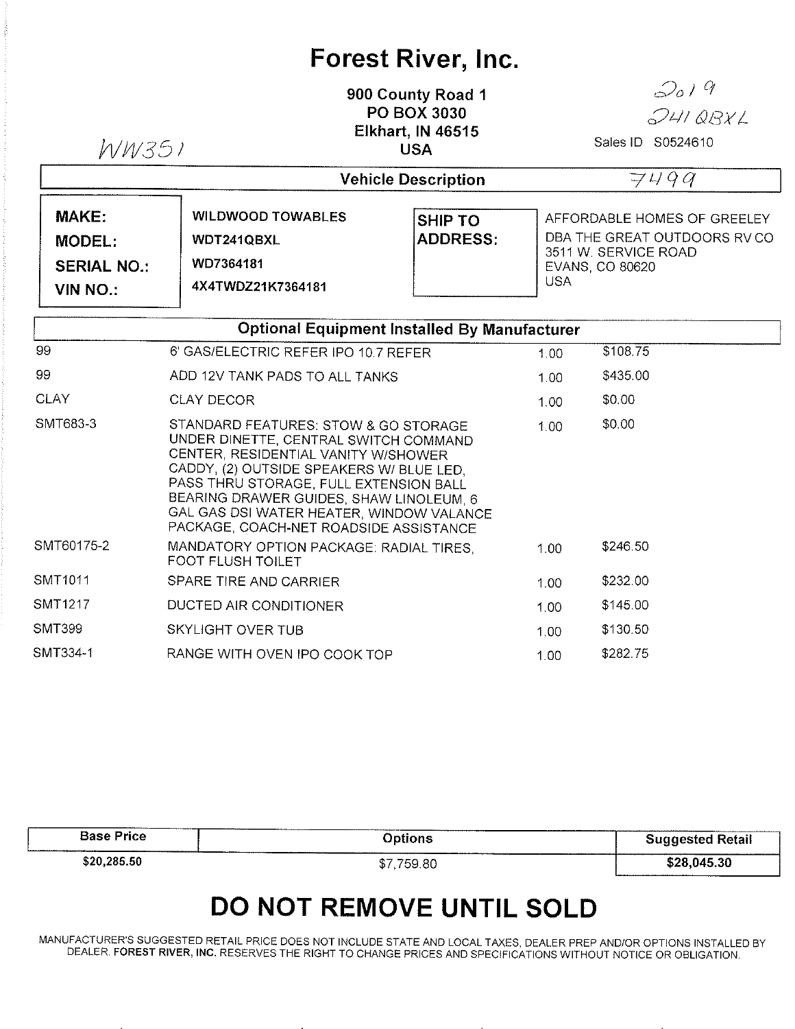# Forest River, Inc.

900 County Road 1
PO BOX 3030
Elkhart, IN 46515
USA

WW351

2019
241QBXL

Sales ID S0524610

## Vehicle Description

7499

| | | | |
|---|---|---|---|
| **MAKE:** | WILDWOOD TOWABLES | **SHIP TO ADDRESS:** | AFFORDABLE HOMES OF GREELEY DBA THE GREAT OUTDOORS RV CO 3511 W. SERVICE ROAD EVANS, CO 80620 USA |
| **MODEL:** | WDT241QBXL | | |
| **SERIAL NO.:** | WD7364181 | | |
| **VIN NO.:** | 4X4TWDZ21K7364181 | | |

## Optional Equipment Installed By Manufacturer

| Code | Description | Qty | Price |
|---|---|---|---|
| 99 | 6' GAS/ELECTRIC REFER IPO 10.7 REFER | 1.00 | $108.75 |
| 99 | ADD 12V TANK PADS TO ALL TANKS | 1.00 | $435.00 |
| CLAY | CLAY DECOR | 1.00 | $0.00 |
| SMT683-3 | STANDARD FEATURES: STOW & GO STORAGE UNDER DINETTE, CENTRAL SWITCH COMMAND CENTER, RESIDENTIAL VANITY W/SHOWER CADDY, (2) OUTSIDE SPEAKERS W/ BLUE LED, PASS THRU STORAGE, FULL EXTENSION BALL BEARING DRAWER GUIDES, SHAW LINOLEUM, 6 GAL GAS DSI WATER HEATER, WINDOW VALANCE PACKAGE, COACH-NET ROADSIDE ASSISTANCE | 1.00 | $0.00 |
| SMT60175-2 | MANDATORY OPTION PACKAGE: RADIAL TIRES, FOOT FLUSH TOILET | 1.00 | $246.50 |
| SMT1011 | SPARE TIRE AND CARRIER | 1.00 | $232.00 |
| SMT1217 | DUCTED AIR CONDITIONER | 1.00 | $145.00 |
| SMT399 | SKYLIGHT OVER TUB | 1.00 | $130.50 |
| SMT334-1 | RANGE WITH OVEN IPO COOK TOP | 1.00 | $282.75 |

| Base Price | Options | Suggested Retail |
|---|---|---|
| $20,285.50 | $7,759.80 | **$28,045.30** |

# DO NOT REMOVE UNTIL SOLD

MANUFACTURER'S SUGGESTED RETAIL PRICE DOES NOT INCLUDE STATE AND LOCAL TAXES, DEALER PREP AND/OR OPTIONS INSTALLED BY DEALER. **FOREST RIVER, INC.** RESERVES THE RIGHT TO CHANGE PRICES AND SPECIFICATIONS WITHOUT NOTICE OR OBLIGATION.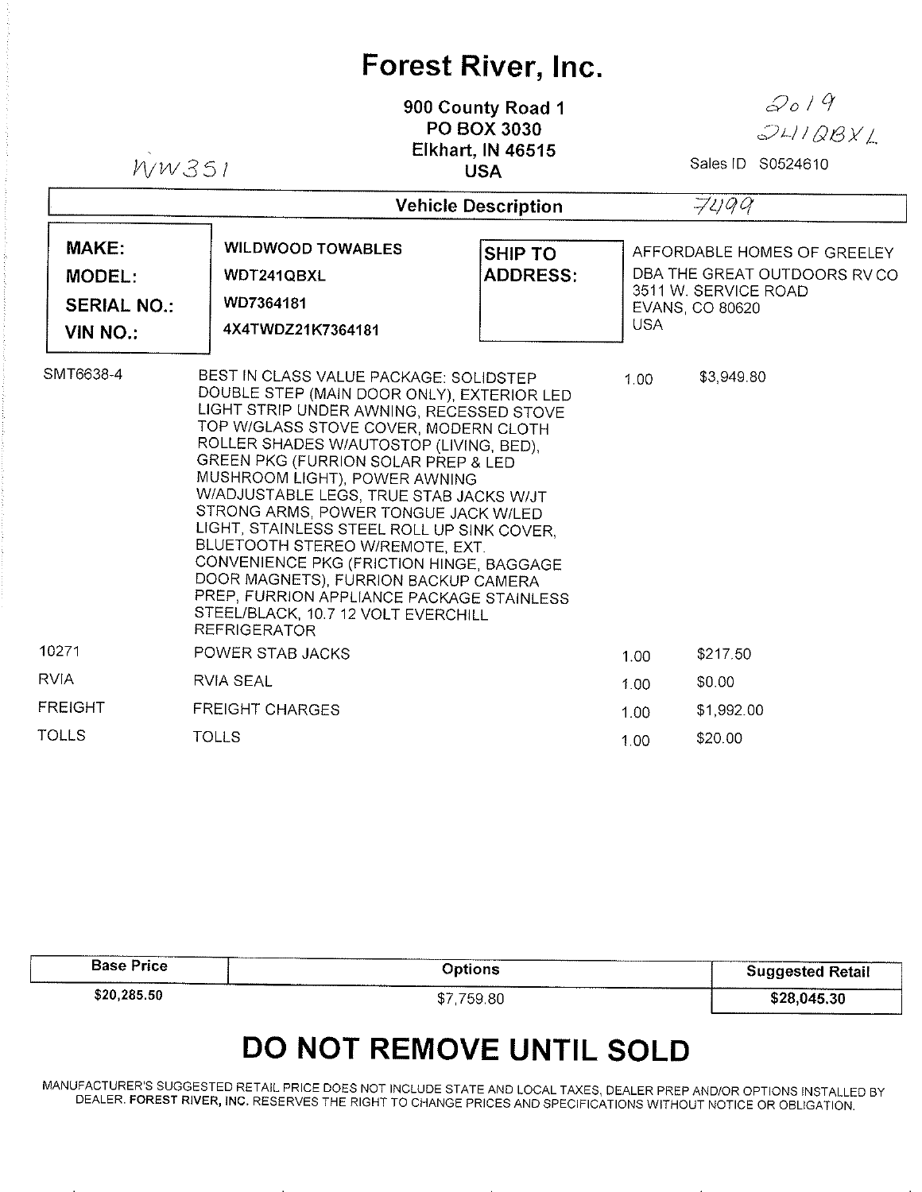# Forest River, Inc.

900 County Road 1
PO BOX 3030
Elkhart, IN 46515
USA

WW351

2019
241QBXL

Sales ID S0524610

## Vehicle Description

7499

| | | | |
|---|---|---|---|
| **MAKE:** | WILDWOOD TOWABLES | **SHIP TO ADDRESS:** | AFFORDABLE HOMES OF GREELEY DBA THE GREAT OUTDOORS RV CO 3511 W. SERVICE ROAD EVANS, CO 80620 USA |
| **MODEL:** | WDT241QBXL | | |
| **SERIAL NO.:** | WD7364181 | | |
| **VIN NO.:** | 4X4TWDZ21K7364181 | | |

| | | | |
|---|---|---|---|
| SMT6638-4 | BEST IN CLASS VALUE PACKAGE: SOLIDSTEP DOUBLE STEP (MAIN DOOR ONLY), EXTERIOR LED LIGHT STRIP UNDER AWNING, RECESSED STOVE TOP W/GLASS STOVE COVER, MODERN CLOTH ROLLER SHADES W/AUTOSTOP (LIVING, BED), GREEN PKG (FURRION SOLAR PREP & LED MUSHROOM LIGHT), POWER AWNING W/ADJUSTABLE LEGS, TRUE STAB JACKS W/JT STRONG ARMS, POWER TONGUE JACK W/LED LIGHT, STAINLESS STEEL ROLL UP SINK COVER, BLUETOOTH STEREO W/REMOTE, EXT. CONVENIENCE PKG (FRICTION HINGE, BAGGAGE DOOR MAGNETS), FURRION BACKUP CAMERA PREP, FURRION APPLIANCE PACKAGE STAINLESS STEEL/BLACK, 10.7 12 VOLT EVERCHILL REFRIGERATOR | 1.00 | $3,949.80 |
| 10271 | POWER STAB JACKS | 1.00 | $217.50 |
| RVIA | RVIA SEAL | 1.00 | $0.00 |
| FREIGHT | FREIGHT CHARGES | 1.00 | $1,992.00 |
| TOLLS | TOLLS | 1.00 | $20.00 |

| Base Price | Options | Suggested Retail |
|---|---|---|
| $20,285.50 | $7,759.80 | $28,045.30 |

# DO NOT REMOVE UNTIL SOLD

MANUFACTURER'S SUGGESTED RETAIL PRICE DOES NOT INCLUDE STATE AND LOCAL TAXES, DEALER PREP AND/OR OPTIONS INSTALLED BY DEALER. **FOREST RIVER, INC.** RESERVES THE RIGHT TO CHANGE PRICES AND SPECIFICATIONS WITHOUT NOTICE OR OBLIGATION.